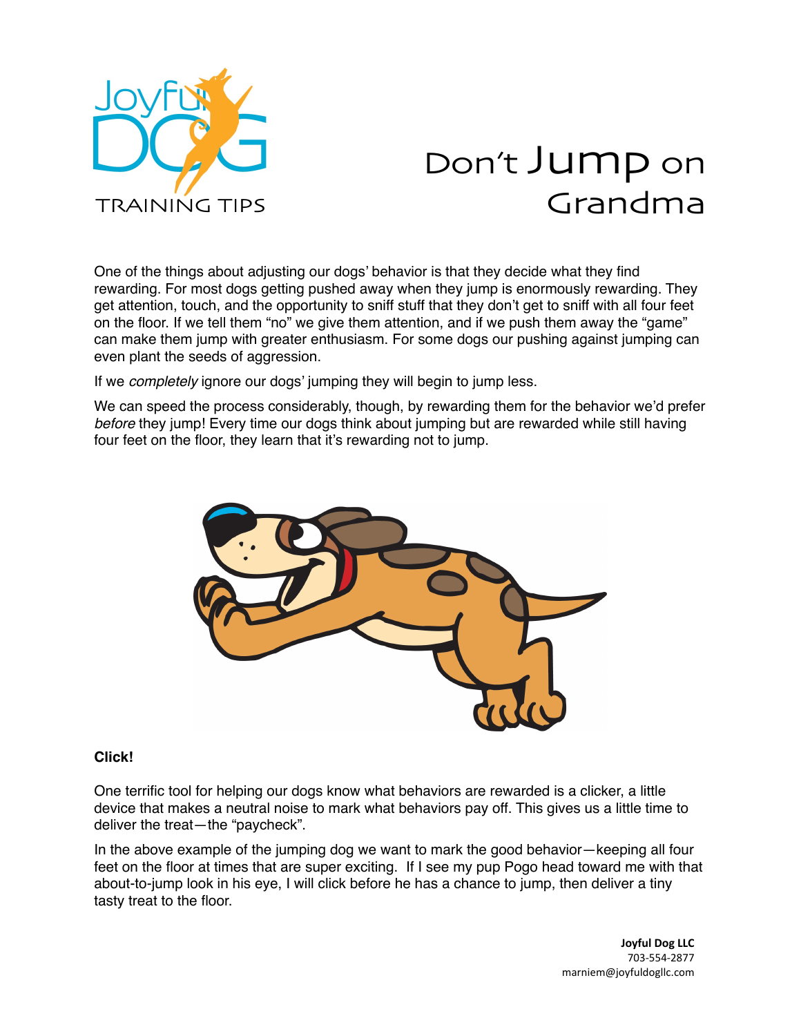Joyful DOG TRAINING TIPS

# Don't Jump on Grandma

One of the things about adjusting our dogs' behavior is that they decide what they find rewarding. For most dogs getting pushed away when they jump is enormously rewarding. They get attention, touch, and the opportunity to sniff stuff that they don't get to sniff with all four feet on the floor. If we tell them "no" we give them attention, and if we push them away the "game" can make them jump with greater enthusiasm. For some dogs our pushing against jumping can even plant the seeds of aggression.

If we *completely* ignore our dogs' jumping they will begin to jump less.

We can speed the process considerably, though, by rewarding them for the behavior we'd prefer *before* they jump! Every time our dogs think about jumping but are rewarded while still having four feet on the floor, they learn that it's rewarding not to jump.

**Click!**

One terrific tool for helping our dogs know what behaviors are rewarded is a clicker, a little device that makes a neutral noise to mark what behaviors pay off. This gives us a little time to deliver the treat—the "paycheck".

In the above example of the jumping dog we want to mark the good behavior—keeping all four feet on the floor at times that are super exciting. If I see my pup Pogo head toward me with that about-to-jump look in his eye, I will click before he has a chance to jump, then deliver a tiny tasty treat to the floor.

**Joyful Dog LLC**
703-554-2877
marniem@joyfuldogllc.com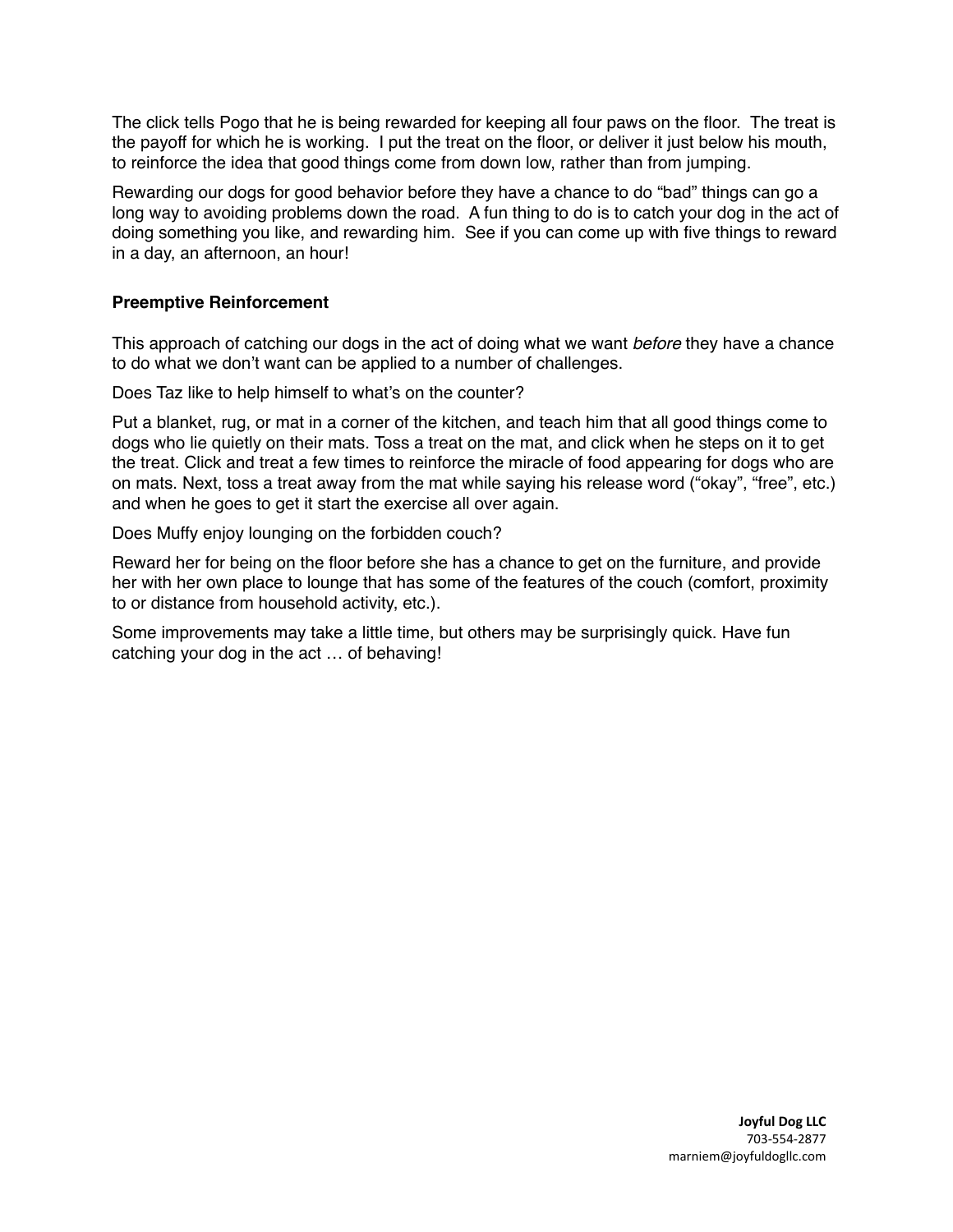The click tells Pogo that he is being rewarded for keeping all four paws on the floor. The treat is the payoff for which he is working. I put the treat on the floor, or deliver it just below his mouth, to reinforce the idea that good things come from down low, rather than from jumping.

Rewarding our dogs for good behavior before they have a chance to do "bad" things can go a long way to avoiding problems down the road. A fun thing to do is to catch your dog in the act of doing something you like, and rewarding him. See if you can come up with five things to reward in a day, an afternoon, an hour!

**Preemptive Reinforcement**

This approach of catching our dogs in the act of doing what we want *before* they have a chance to do what we don't want can be applied to a number of challenges.

Does Taz like to help himself to what's on the counter?

Put a blanket, rug, or mat in a corner of the kitchen, and teach him that all good things come to dogs who lie quietly on their mats. Toss a treat on the mat, and click when he steps on it to get the treat. Click and treat a few times to reinforce the miracle of food appearing for dogs who are on mats. Next, toss a treat away from the mat while saying his release word ("okay", "free", etc.) and when he goes to get it start the exercise all over again.

Does Muffy enjoy lounging on the forbidden couch?

Reward her for being on the floor before she has a chance to get on the furniture, and provide her with her own place to lounge that has some of the features of the couch (comfort, proximity to or distance from household activity, etc.).

Some improvements may take a little time, but others may be surprisingly quick. Have fun catching your dog in the act … of behaving!

**Joyful Dog LLC**
703-554-2877
marniem@joyfuldogllc.com